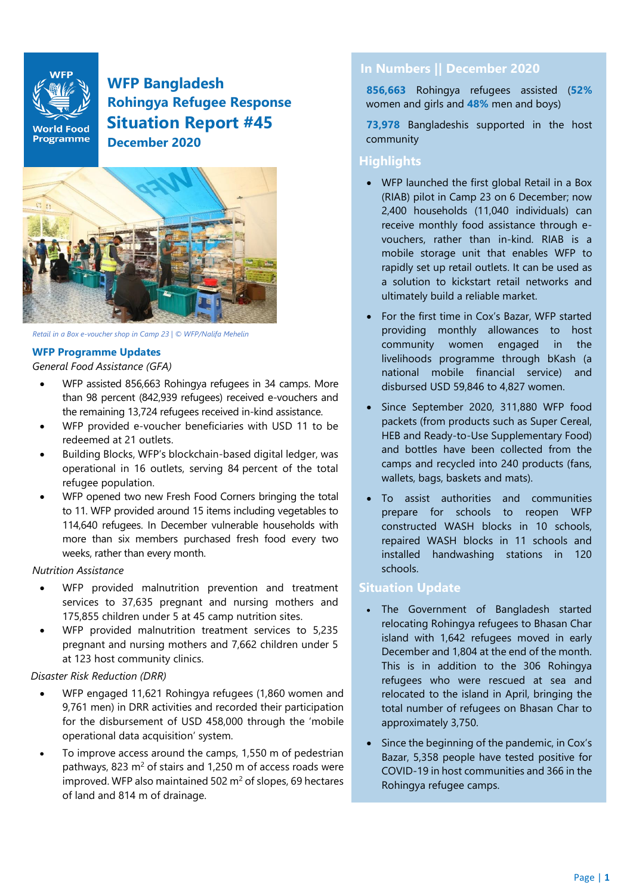# WFP Bangladesh
## Rohingya Refugee Response
## Situation Report #45
### December 2020

*Retail in a Box e-voucher shop in Camp 23 | © WFP/Nalifa Mehelin*

## In Numbers || December 2020

**856,663** Rohingya refugees assisted (**52%** women and girls and **48%** men and boys)

**73,978** Bangladeshis supported in the host community

## Highlights

- WFP launched the first global Retail in a Box (RIAB) pilot in Camp 23 on 6 December; now 2,400 households (11,040 individuals) can receive monthly food assistance through e-vouchers, rather than in-kind. RIAB is a mobile storage unit that enables WFP to rapidly set up retail outlets. It can be used as a solution to kickstart retail networks and ultimately build a reliable market.
- For the first time in Cox's Bazar, WFP started providing monthly allowances to host community women engaged in the livelihoods programme through bKash (a national mobile financial service) and disbursed USD 59,846 to 4,827 women.
- Since September 2020, 311,880 WFP food packets (from products such as Super Cereal, HEB and Ready-to-Use Supplementary Food) and bottles have been collected from the camps and recycled into 240 products (fans, wallets, bags, baskets and mats).
- To assist authorities and communities prepare for schools to reopen WFP constructed WASH blocks in 10 schools, repaired WASH blocks in 11 schools and installed handwashing stations in 120 schools.

## Situation Update

- The Government of Bangladesh started relocating Rohingya refugees to Bhasan Char island with 1,642 refugees moved in early December and 1,804 at the end of the month. This is in addition to the 306 Rohingya refugees who were rescued at sea and relocated to the island in April, bringing the total number of refugees on Bhasan Char to approximately 3,750.
- Since the beginning of the pandemic, in Cox's Bazar, 5,358 people have tested positive for COVID-19 in host communities and 366 in the Rohingya refugee camps.

## WFP Programme Updates

*General Food Assistance (GFA)*

- WFP assisted 856,663 Rohingya refugees in 34 camps. More than 98 percent (842,939 refugees) received e-vouchers and the remaining 13,724 refugees received in-kind assistance.
- WFP provided e-voucher beneficiaries with USD 11 to be redeemed at 21 outlets.
- Building Blocks, WFP's blockchain-based digital ledger, was operational in 16 outlets, serving 84 percent of the total refugee population.
- WFP opened two new Fresh Food Corners bringing the total to 11. WFP provided around 15 items including vegetables to 114,640 refugees. In December vulnerable households with more than six members purchased fresh food every two weeks, rather than every month.

*Nutrition Assistance*

- WFP provided malnutrition prevention and treatment services to 37,635 pregnant and nursing mothers and 175,855 children under 5 at 45 camp nutrition sites.
- WFP provided malnutrition treatment services to 5,235 pregnant and nursing mothers and 7,662 children under 5 at 123 host community clinics.

*Disaster Risk Reduction (DRR)*

- WFP engaged 11,621 Rohingya refugees (1,860 women and 9,761 men) in DRR activities and recorded their participation for the disbursement of USD 458,000 through the 'mobile operational data acquisition' system.
- To improve access around the camps, 1,550 m of pedestrian pathways, 823 $m^2$ of stairs and 1,250 m of access roads were improved. WFP also maintained 502 $m^2$ of slopes, 69 hectares of land and 814 m of drainage.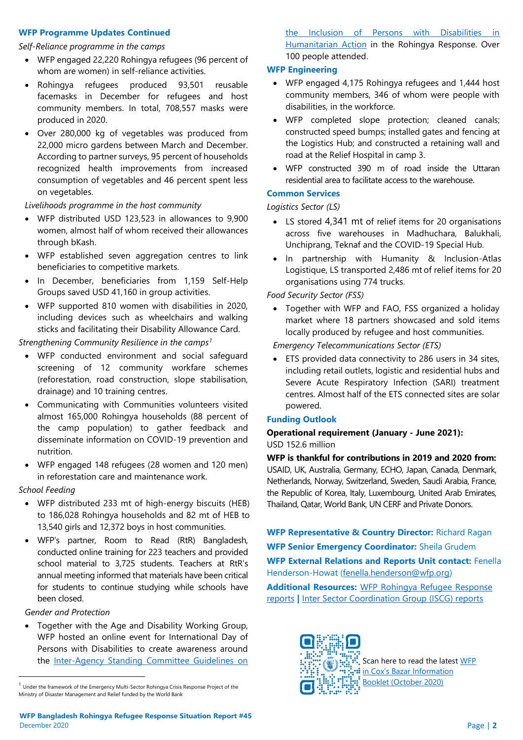## WFP Programme Updates Continued

*Self-Reliance programme in the camps*

- WFP engaged 22,220 Rohingya refugees (96 percent of whom are women) in self-reliance activities.
- Rohingya refugees produced 93,501 reusable facemasks in December for refugees and host community members. In total, 708,557 masks were produced in 2020.
- Over 280,000 kg of vegetables was produced from 22,000 micro gardens between March and December. According to partner surveys, 95 percent of households recognized health improvements from increased consumption of vegetables and 46 percent spent less on vegetables.

*Livelihoods programme in the host community*

- WFP distributed USD 123,523 in allowances to 9,900 women, almost half of whom received their allowances through bKash.
- WFP established seven aggregation centres to link beneficiaries to competitive markets.
- In December, beneficiaries from 1,159 Self-Help Groups saved USD 41,160 in group activities.
- WFP supported 810 women with disabilities in 2020, including devices such as wheelchairs and walking sticks and facilitating their Disability Allowance Card.

*Strengthening Community Resilience in the camps*[1]

- WFP conducted environment and social safeguard screening of 12 community workfare schemes (reforestation, road construction, slope stabilisation, drainage) and 10 training centres.
- Communicating with Communities volunteers visited almost 165,000 Rohingya households (88 percent of the camp population) to gather feedback and disseminate information on COVID-19 prevention and nutrition.
- WFP engaged 148 refugees (28 women and 120 men) in reforestation care and maintenance work.

*School Feeding*

- WFP distributed 233 mt of high-energy biscuits (HEB) to 186,028 Rohingya households and 82 mt of HEB to 13,540 girls and 12,372 boys in host communities.
- WFP's partner, Room to Read (RtR) Bangladesh, conducted online training for 223 teachers and provided school material to 3,725 students. Teachers at RtR's annual meeting informed that materials have been critical for students to continue studying while schools have been closed.

*Gender and Protection*

- Together with the Age and Disability Working Group, WFP hosted an online event for International Day of Persons with Disabilities to create awareness around the Inter-Agency Standing Committee Guidelines on the Inclusion of Persons with Disabilities in Humanitarian Action in the Rohingya Response. Over 100 people attended.

## WFP Engineering

- WFP engaged 4,175 Rohingya refugees and 1,444 host community members, 346 of whom were people with disabilities, in the workforce.
- WFP completed slope protection; cleaned canals; constructed speed bumps; installed gates and fencing at the Logistics Hub; and constructed a retaining wall and road at the Relief Hospital in camp 3.
- WFP constructed 390 m of road inside the Uttaran residential area to facilitate access to the warehouse.

## Common Services

*Logistics Sector (LS)*

- LS stored 4,341 mt of relief items for 20 organisations across five warehouses in Madhuchara, Balukhali, Unchiprang, Teknaf and the COVID-19 Special Hub.
- In partnership with Humanity & Inclusion-Atlas Logistique, LS transported 2,486 mt of relief items for 20 organisations using 774 trucks.

*Food Security Sector (FSS)*

- Together with WFP and FAO, FSS organized a holiday market where 18 partners showcased and sold items locally produced by refugee and host communities.

*Emergency Telecommunications Sector (ETS)*

- ETS provided data connectivity to 286 users in 34 sites, including retail outlets, logistic and residential hubs and Severe Acute Respiratory Infection (SARI) treatment centres. Almost half of the ETS connected sites are solar powered.

## Funding Outlook

**Operational requirement (January - June 2021):**
USD 152.6 million

**WFP is thankful for contributions in 2019 and 2020 from:**
USAID, UK, Australia, Germany, ECHO, Japan, Canada, Denmark, Netherlands, Norway, Switzerland, Sweden, Saudi Arabia, France, the Republic of Korea, Italy, Luxembourg, United Arab Emirates, Thailand, Qatar, World Bank, UN CERF and Private Donors.

**WFP Representative & Country Director:** Richard Ragan

**WFP Senior Emergency Coordinator:** Sheila Grudem

**WFP External Relations and Reports Unit contact:** Fenella Henderson-Howat (fenella.henderson@wfp.org)

**Additional Resources:** WFP Rohingya Refugee Response reports | Inter Sector Coordination Group (ISCG) reports

Scan here to read the latest WFP in Cox's Bazar Information Booklet (October 2020)

[1] Under the framework of the Emergency Multi-Sector Rohingya Crisis Response Project of the Ministry of Disaster Management and Relief funded by the World Bank